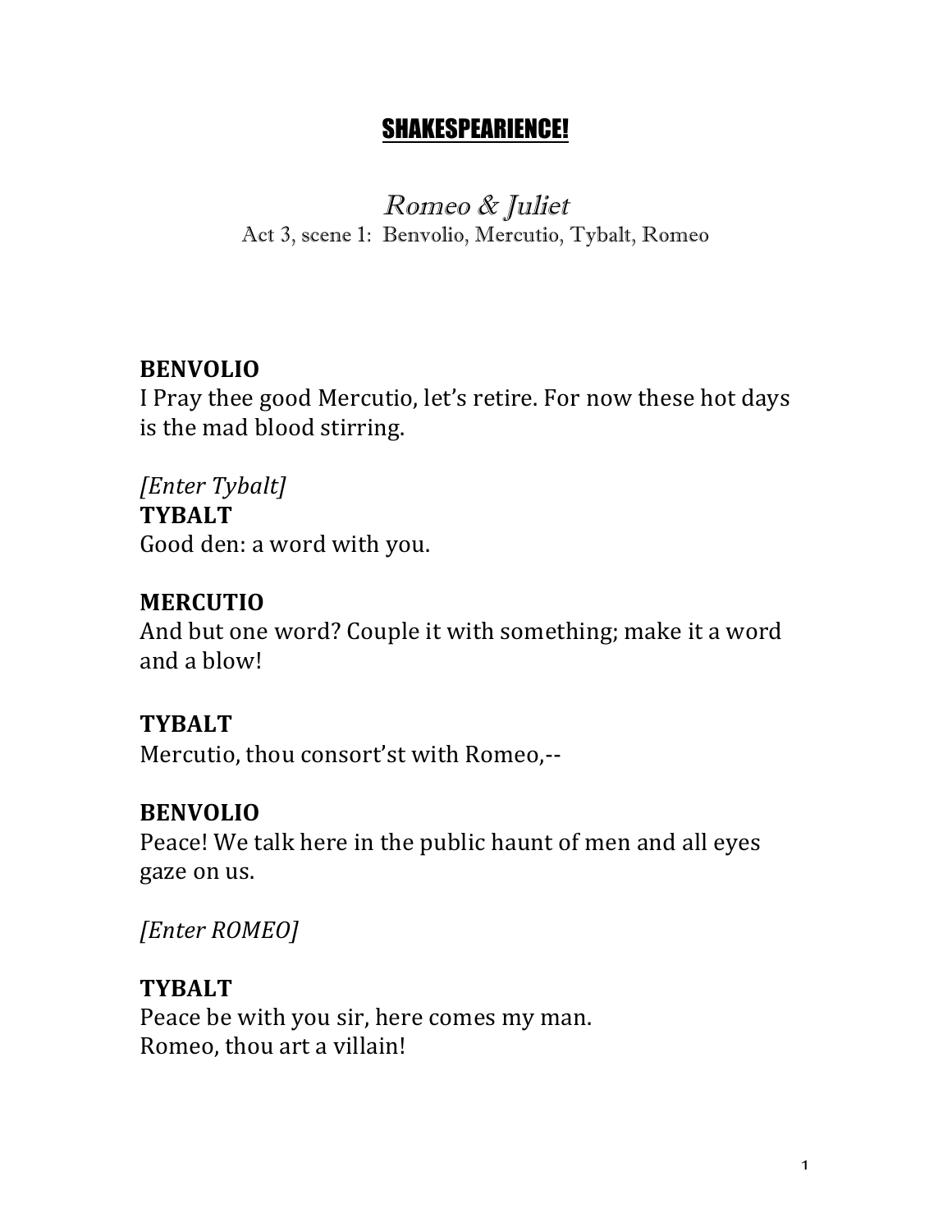# SHAKESPEARIENCE!

## *Romeo & Juliet*

Act 3, scene 1: Benvolio, Mercutio, Tybalt, Romeo

**BENVOLIO**
I Pray thee good Mercutio, let's retire. For now these hot days is the mad blood stirring.

*[Enter Tybalt]*

**TYBALT**
Good den: a word with you.

**MERCUTIO**
And but one word? Couple it with something; make it a word and a blow!

**TYBALT**
Mercutio, thou consort'st with Romeo,--

**BENVOLIO**
Peace! We talk here in the public haunt of men and all eyes gaze on us.

*[Enter ROMEO]*

**TYBALT**
Peace be with you sir, here comes my man.
Romeo, thou art a villain!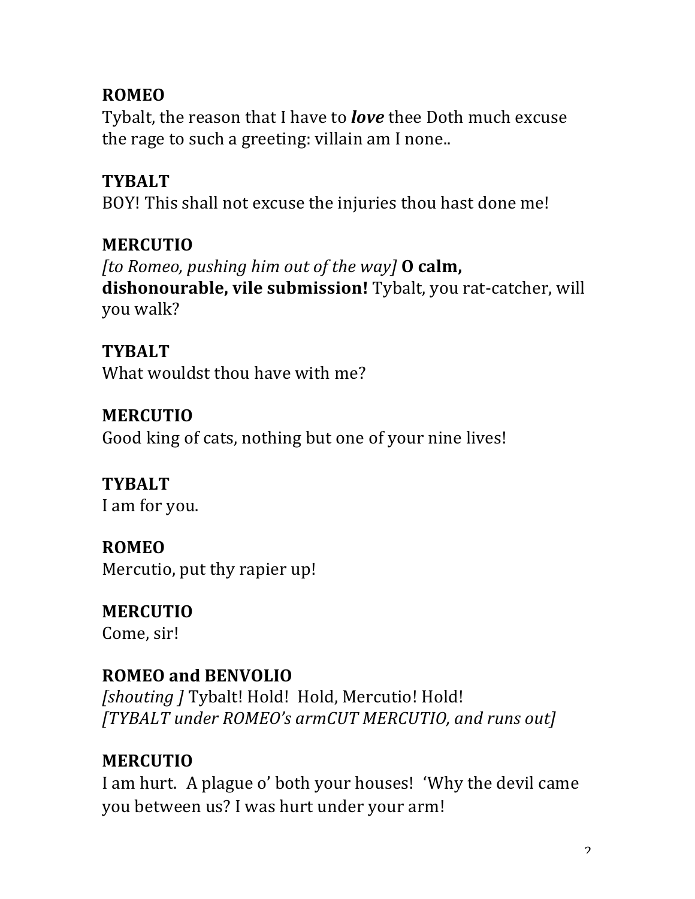**ROMEO**
Tybalt, the reason that I have to ***love*** thee Doth much excuse the rage to such a greeting: villain am I none..

**TYBALT**
BOY! This shall not excuse the injuries thou hast done me!

**MERCUTIO**
*[to Romeo, pushing him out of the way]* **O calm, dishonourable, vile submission!** Tybalt, you rat-catcher, will you walk?

**TYBALT**
What wouldst thou have with me?

**MERCUTIO**
Good king of cats, nothing but one of your nine lives!

**TYBALT**
I am for you.

**ROMEO**
Mercutio, put thy rapier up!

**MERCUTIO**
Come, sir!

**ROMEO and BENVOLIO**
*[shouting ]* Tybalt! Hold! Hold, Mercutio! Hold!
*[TYBALT under ROMEO's armCUT MERCUTIO, and runs out]*

**MERCUTIO**
I am hurt. A plague o' both your houses! 'Why the devil came you between us? I was hurt under your arm!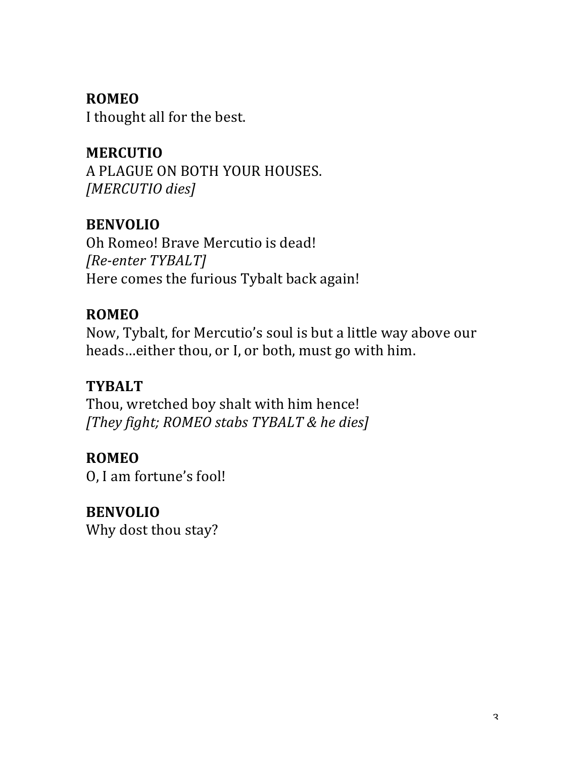**ROMEO**
I thought all for the best.

**MERCUTIO**
A PLAGUE ON BOTH YOUR HOUSES.
*[MERCUTIO dies]*

**BENVOLIO**
Oh Romeo! Brave Mercutio is dead!
*[Re-enter TYBALT]*
Here comes the furious Tybalt back again!

**ROMEO**
Now, Tybalt, for Mercutio's soul is but a little way above our heads…either thou, or I, or both, must go with him.

**TYBALT**
Thou, wretched boy shalt with him hence!
*[They fight; ROMEO stabs TYBALT & he dies]*

**ROMEO**
O, I am fortune's fool!

**BENVOLIO**
Why dost thou stay?